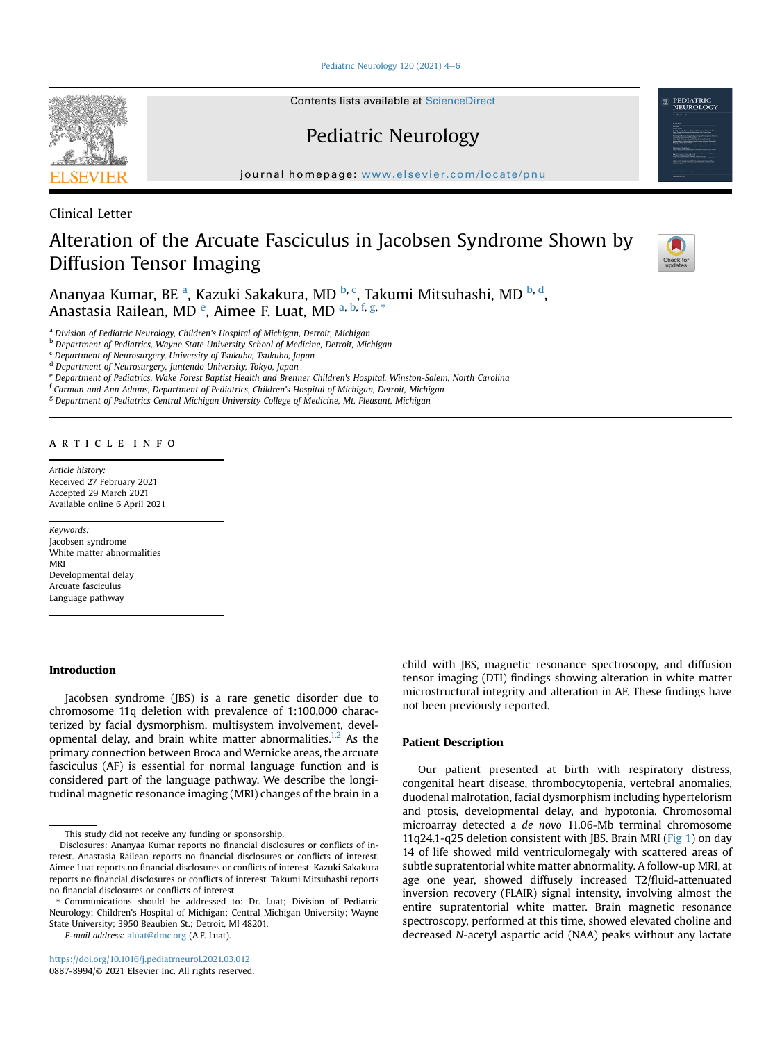Clinical Letter

# Alteration of the Arcuate Fasciculus in Jacobsen Syndrome Shown by Diffusion Tensor Imaging

Ananyaa Kumar, BE [a], Kazuki Sakakura, MD [b, c], Takumi Mitsuhashi, MD [b, d], Anastasia Railean, MD [e], Aimee F. Luat, MD [a, b, f, g, *]

[a] Division of Pediatric Neurology, Children's Hospital of Michigan, Detroit, Michigan
[b] Department of Pediatrics, Wayne State University School of Medicine, Detroit, Michigan
[c] Department of Neurosurgery, University of Tsukuba, Tsukuba, Japan
[d] Department of Neurosurgery, Juntendo University, Tokyo, Japan
[e] Department of Pediatrics, Wake Forest Baptist Health and Brenner Children's Hospital, Winston-Salem, North Carolina
[f] Carman and Ann Adams, Department of Pediatrics, Children's Hospital of Michigan, Detroit, Michigan
[g] Department of Pediatrics Central Michigan University College of Medicine, Mt. Pleasant, Michigan

**ARTICLE INFO**

*Article history:*
Received 27 February 2021
Accepted 29 March 2021
Available online 6 April 2021

*Keywords:*
Jacobsen syndrome
White matter abnormalities
MRI
Developmental delay
Arcuate fasciculus
Language pathway

## Introduction

Jacobsen syndrome (JBS) is a rare genetic disorder due to chromosome 11q deletion with prevalence of 1:100,000 characterized by facial dysmorphism, multisystem involvement, developmental delay, and brain white matter abnormalities.[1,2] As the primary connection between Broca and Wernicke areas, the arcuate fasciculus (AF) is essential for normal language function and is considered part of the language pathway. We describe the longitudinal magnetic resonance imaging (MRI) changes of the brain in a child with JBS, magnetic resonance spectroscopy, and diffusion tensor imaging (DTI) findings showing alteration in white matter microstructural integrity and alteration in AF. These findings have not been previously reported.

## Patient Description

Our patient presented at birth with respiratory distress, congenital heart disease, thrombocytopenia, vertebral anomalies, duodenal malrotation, facial dysmorphism including hypertelorism and ptosis, developmental delay, and hypotonia. Chromosomal microarray detected a *de novo* 11.06-Mb terminal chromosome 11q24.1-q25 deletion consistent with JBS. Brain MRI (Fig 1) on day 14 of life showed mild ventriculomegaly with scattered areas of subtle supratentorial white matter abnormality. A follow-up MRI, at age one year, showed diffusely increased T2/fluid-attenuated inversion recovery (FLAIR) signal intensity, involving almost the entire supratentorial white matter. Brain magnetic resonance spectroscopy, performed at this time, showed elevated choline and decreased *N*-acetyl aspartic acid (NAA) peaks without any lactate

This study did not receive any funding or sponsorship.

Disclosures: Ananyaa Kumar reports no financial disclosures or conflicts of interest. Anastasia Railean reports no financial disclosures or conflicts of interest. Aimee Luat reports no financial disclosures or conflicts of interest. Kazuki Sakakura reports no financial disclosures or conflicts of interest. Takumi Mitsuhashi reports no financial disclosures or conflicts of interest.

\* Communications should be addressed to: Dr. Luat; Division of Pediatric Neurology; Children's Hospital of Michigan; Central Michigan University; Wayne State University; 3950 Beaubien St.; Detroit, MI 48201.

*E-mail address:* aluat@dmc.org (A.F. Luat).

https://doi.org/10.1016/j.pediatrneurol.2021.03.012
0887-8994/© 2021 Elsevier Inc. All rights reserved.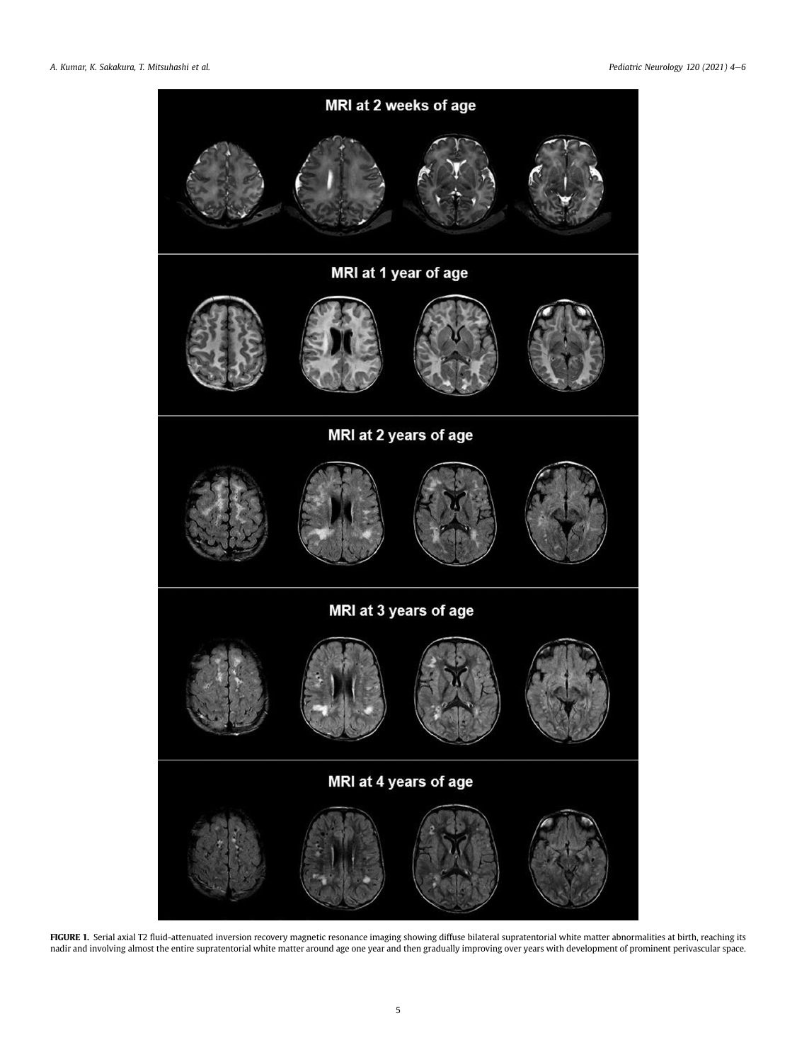MRI at 2 weeks of age

MRI at 1 year of age

MRI at 2 years of age

MRI at 3 years of age

MRI at 4 years of age

**FIGURE 1.** Serial axial T2 fluid-attenuated inversion recovery magnetic resonance imaging showing diffuse bilateral supratentorial white matter abnormalities at birth, reaching its nadir and involving almost the entire supratentorial white matter around age one year and then gradually improving over years with development of prominent perivascular space.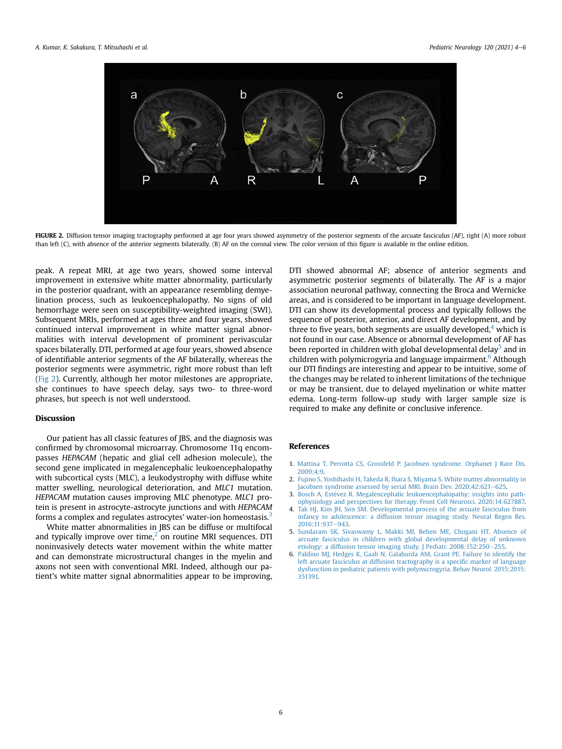FIGURE 2. Diffusion tensor imaging tractography performed at age four years showed asymmetry of the posterior segments of the arcuate fasciculus (AF), right (A) more robust than left (C), with absence of the anterior segments bilaterally. (B) AF on the coronal view. The color version of this figure is available in the online edition.

peak. A repeat MRI, at age two years, showed some interval improvement in extensive white matter abnormality, particularly in the posterior quadrant, with an appearance resembling demyelination process, such as leukoencephalopathy. No signs of old hemorrhage were seen on susceptibility-weighted imaging (SWI). Subsequent MRIs, performed at ages three and four years, showed continued interval improvement in white matter signal abnormalities with interval development of prominent perivascular spaces bilaterally. DTI, performed at age four years, showed absence of identifiable anterior segments of the AF bilaterally, whereas the posterior segments were asymmetric, right more robust than left (Fig 2). Currently, although her motor milestones are appropriate, she continues to have speech delay, says two- to three-word phrases, but speech is not well understood.

## Discussion

Our patient has all classic features of JBS, and the diagnosis was confirmed by chromosomal microarray. Chromosome 11q encompasses *HEPACAM* (hepatic and glial cell adhesion molecule), the second gene implicated in megalencephalic leukoencephalopathy with subcortical cysts (MLC), a leukodystrophy with diffuse white matter swelling, neurological deterioration, and *MLC1* mutation. *HEPACAM* mutation causes improving MLC phenotype. *MLC1* protein is present in astrocyte-astrocyte junctions and with *HEPACAM* forms a complex and regulates astrocytes' water-ion homeostasis.[3]

White matter abnormalities in JBS can be diffuse or multifocal and typically improve over time,[2] on routine MRI sequences. DTI noninvasively detects water movement within the white matter and can demonstrate microstructural changes in the myelin and axons not seen with conventional MRI. Indeed, although our patient's white matter signal abnormalities appear to be improving, DTI showed abnormal AF; absence of anterior segments and asymmetric posterior segments of bilaterally. The AF is a major association neuronal pathway, connecting the Broca and Wernicke areas, and is considered to be important in language development. DTI can show its developmental process and typically follows the sequence of posterior, anterior, and direct AF development, and by three to five years, both segments are usually developed,[4] which is not found in our case. Absence or abnormal development of AF has been reported in children with global developmental delay[5] and in children with polymicrogyria and language impairment.[6] Although our DTI findings are interesting and appear to be intuitive, some of the changes may be related to inherent limitations of the technique or may be transient, due to delayed myelination or white matter edema. Long-term follow-up study with larger sample size is required to make any definite or conclusive inference.

## References

1. Mattina T, Perrotta CS, Grossfeld P. Jacobsen syndrome. Orphanet J Rare Dis. 2009;4:9.
2. Fujino S, Yoshihashi H, Takeda R, Ihara S, Miyama S. White matter abnormality in Jacobsen syndrome assessed by serial MRI. Brain Dev. 2020;42:621–625.
3. Bosch A, Estévez R. Megalencephalic leukoencephalopathy: insights into pathophysiology and perspectives for therapy. Front Cell Neurosci. 2020;14:627887.
4. Tak HJ, Kim JH, Son SM. Developmental process of the arcuate fasciculus from infancy to adolescence: a diffusion tensor imaging study. Neural Regen Res. 2016;11:937–943.
5. Sundaram SK, Sivaswamy L, Makki MI, Behen ME, Chugani HT. Absence of arcuate fasciculus in children with global developmental delay of unknown etiology: a diffusion tensor imaging study. J Pediatr. 2008;152:250–255.
6. Paldino MJ, Hedges K, Gaab N, Galaburda AM, Grant PE. Failure to identify the left arcuate fasciculus at diffusion tractography is a specific marker of language dysfunction in pediatric patients with polymicrogyria. Behav Neurol. 2015;2015:351391.